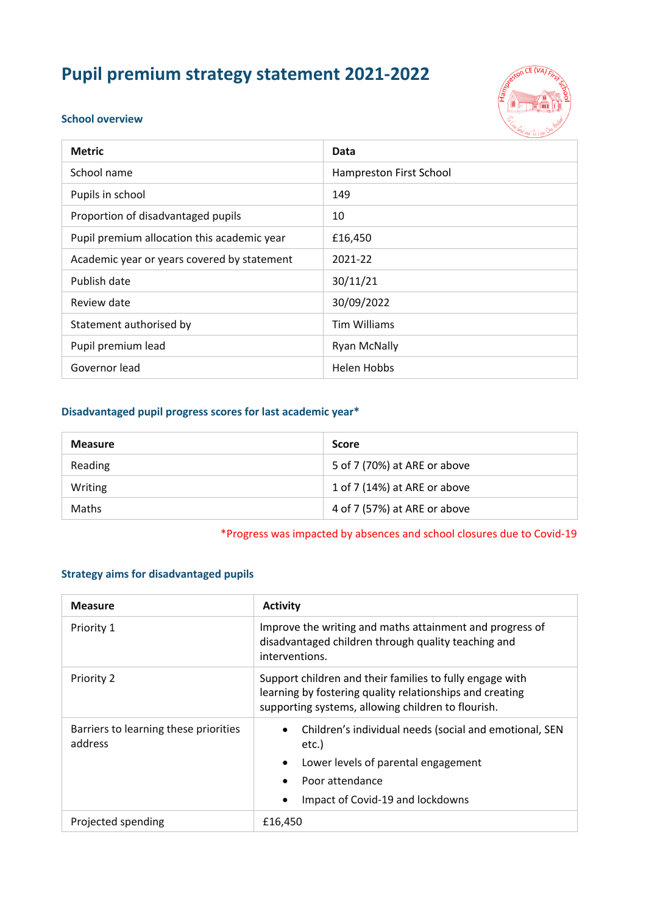# Pupil premium strategy statement 2021-2022

### School overview

| Metric | Data |
|---|---|
| School name | Hampreston First School |
| Pupils in school | 149 |
| Proportion of disadvantaged pupils | 10 |
| Pupil premium allocation this academic year | £16,450 |
| Academic year or years covered by statement | 2021-22 |
| Publish date | 30/11/21 |
| Review date | 30/09/2022 |
| Statement authorised by | Tim Williams |
| Pupil premium lead | Ryan McNally |
| Governor lead | Helen Hobbs |

### Disadvantaged pupil progress scores for last academic year*

| Measure | Score |
|---|---|
| Reading | 5 of 7 (70%) at ARE or above |
| Writing | 1 of 7 (14%) at ARE or above |
| Maths | 4 of 7 (57%) at ARE or above |

*Progress was impacted by absences and school closures due to Covid-19

### Strategy aims for disadvantaged pupils

| Measure | Activity |
|---|---|
| Priority 1 | Improve the writing and maths attainment and progress of disadvantaged children through quality teaching and interventions. |
| Priority 2 | Support children and their families to fully engage with learning by fostering quality relationships and creating supporting systems, allowing children to flourish. |
| Barriers to learning these priorities address | • Children's individual needs (social and emotional, SEN etc.)<br>• Lower levels of parental engagement<br>• Poor attendance<br>• Impact of Covid-19 and lockdowns |
| Projected spending | £16,450 |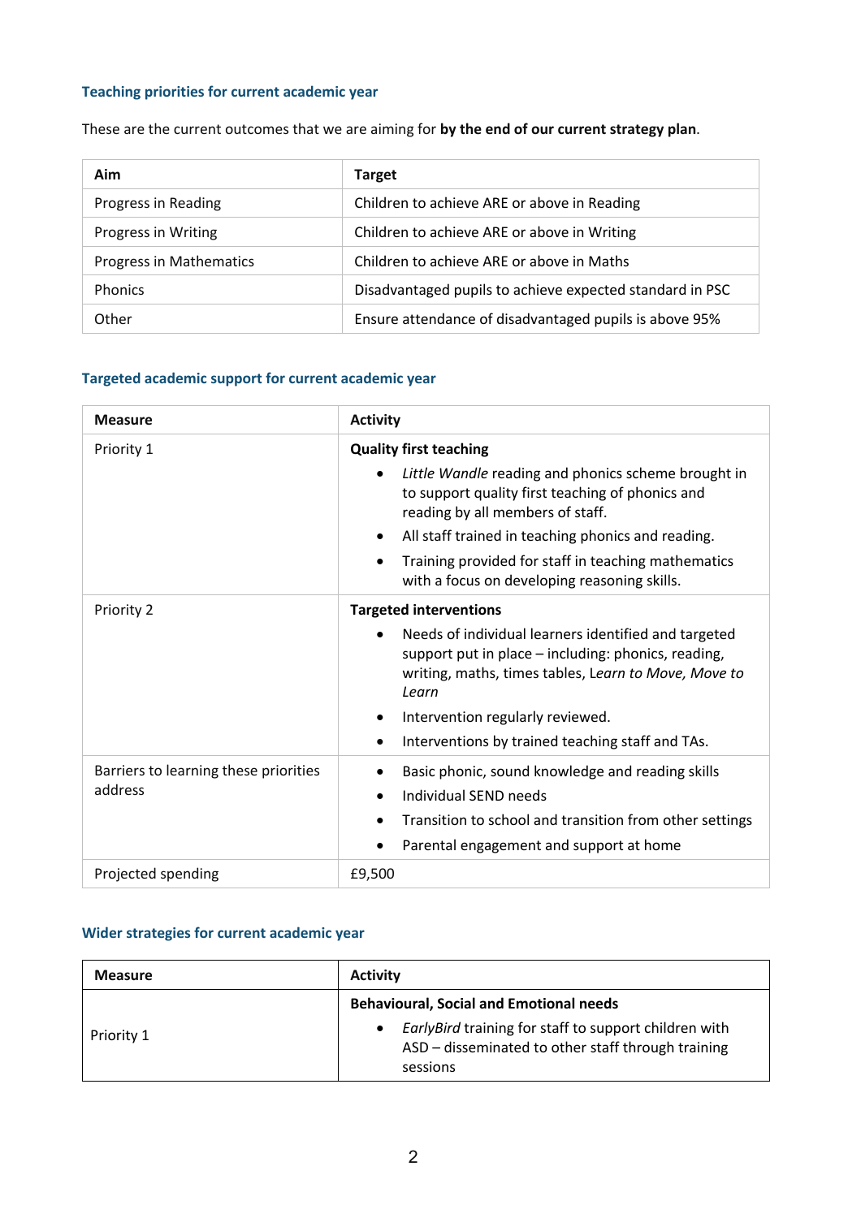### Teaching priorities for current academic year

These are the current outcomes that we are aiming for **by the end of our current strategy plan**.

| Aim | Target |
|---|---|
| Progress in Reading | Children to achieve ARE or above in Reading |
| Progress in Writing | Children to achieve ARE or above in Writing |
| Progress in Mathematics | Children to achieve ARE or above in Maths |
| Phonics | Disadvantaged pupils to achieve expected standard in PSC |
| Other | Ensure attendance of disadvantaged pupils is above 95% |

### Targeted academic support for current academic year

| Measure | Activity |
|---|---|
| Priority 1 | **Quality first teaching**<br>• *Little Wandle* reading and phonics scheme brought in to support quality first teaching of phonics and reading by all members of staff.<br>• All staff trained in teaching phonics and reading.<br>• Training provided for staff in teaching mathematics with a focus on developing reasoning skills. |
| Priority 2 | **Targeted interventions**<br>• Needs of individual learners identified and targeted support put in place – including: phonics, reading, writing, maths, times tables, *Learn to Move, Move to Learn*<br>• Intervention regularly reviewed.<br>• Interventions by trained teaching staff and TAs. |
| Barriers to learning these priorities address | • Basic phonic, sound knowledge and reading skills<br>• Individual SEND needs<br>• Transition to school and transition from other settings<br>• Parental engagement and support at home |
| Projected spending | £9,500 |

### Wider strategies for current academic year

| Measure | Activity |
|---|---|
| Priority 1 | **Behavioural, Social and Emotional needs**<br>• *EarlyBird* training for staff to support children with ASD – disseminated to other staff through training sessions |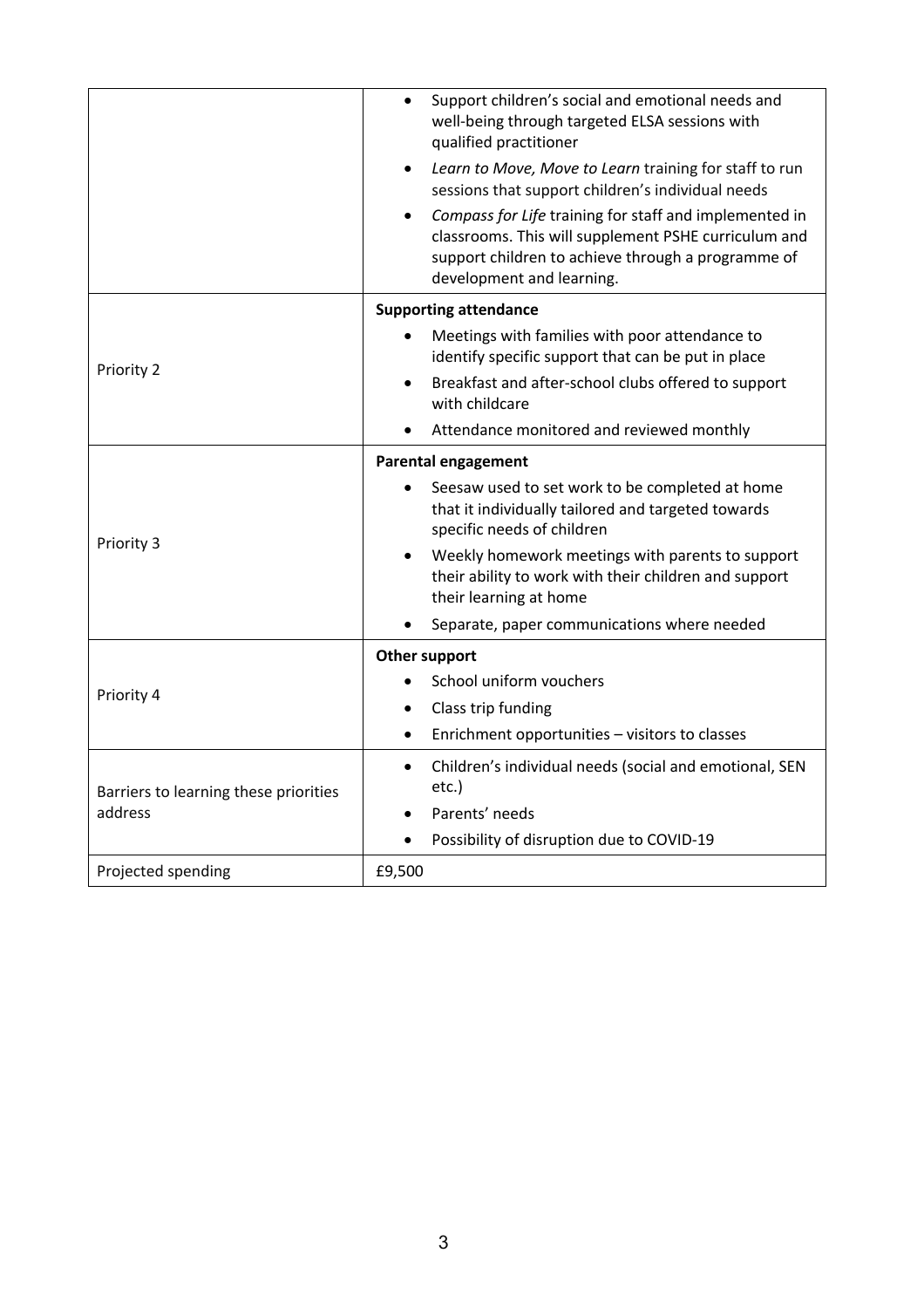| | |
|---|---|
| | <ul><li>Support children's social and emotional needs and well-being through targeted ELSA sessions with qualified practitioner</li><li>*Learn to Move, Move to Learn* training for staff to run sessions that support children's individual needs</li><li>*Compass for Life* training for staff and implemented in classrooms. This will supplement PSHE curriculum and support children to achieve through a programme of development and learning.</li></ul> |
| Priority 2 | **Supporting attendance**<ul><li>Meetings with families with poor attendance to identify specific support that can be put in place</li><li>Breakfast and after-school clubs offered to support with childcare</li><li>Attendance monitored and reviewed monthly</li></ul> |
| Priority 3 | **Parental engagement**<ul><li>Seesaw used to set work to be completed at home that it individually tailored and targeted towards specific needs of children</li><li>Weekly homework meetings with parents to support their ability to work with their children and support their learning at home</li><li>Separate, paper communications where needed</li></ul> |
| Priority 4 | **Other support**<ul><li>School uniform vouchers</li><li>Class trip funding</li><li>Enrichment opportunities – visitors to classes</li></ul> |
| Barriers to learning these priorities address | <ul><li>Children's individual needs (social and emotional, SEN etc.)</li><li>Parents' needs</li><li>Possibility of disruption due to COVID-19</li></ul> |
| Projected spending | £9,500 |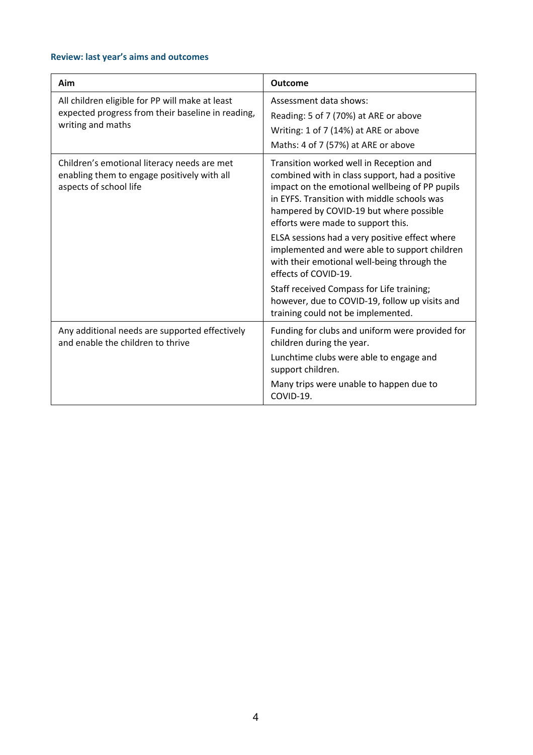### Review: last year's aims and outcomes

| Aim | Outcome |
|---|---|
| All children eligible for PP will make at least expected progress from their baseline in reading, writing and maths | Assessment data shows:<br>Reading: 5 of 7 (70%) at ARE or above<br>Writing: 1 of 7 (14%) at ARE or above<br>Maths: 4 of 7 (57%) at ARE or above |
| Children's emotional literacy needs are met enabling them to engage positively with all aspects of school life | Transition worked well in Reception and combined with in class support, had a positive impact on the emotional wellbeing of PP pupils in EYFS. Transition with middle schools was hampered by COVID-19 but where possible efforts were made to support this.<br>ELSA sessions had a very positive effect where implemented and were able to support children with their emotional well-being through the effects of COVID-19.<br>Staff received Compass for Life training; however, due to COVID-19, follow up visits and training could not be implemented. |
| Any additional needs are supported effectively and enable the children to thrive | Funding for clubs and uniform were provided for children during the year.<br>Lunchtime clubs were able to engage and support children.<br>Many trips were unable to happen due to COVID-19. |